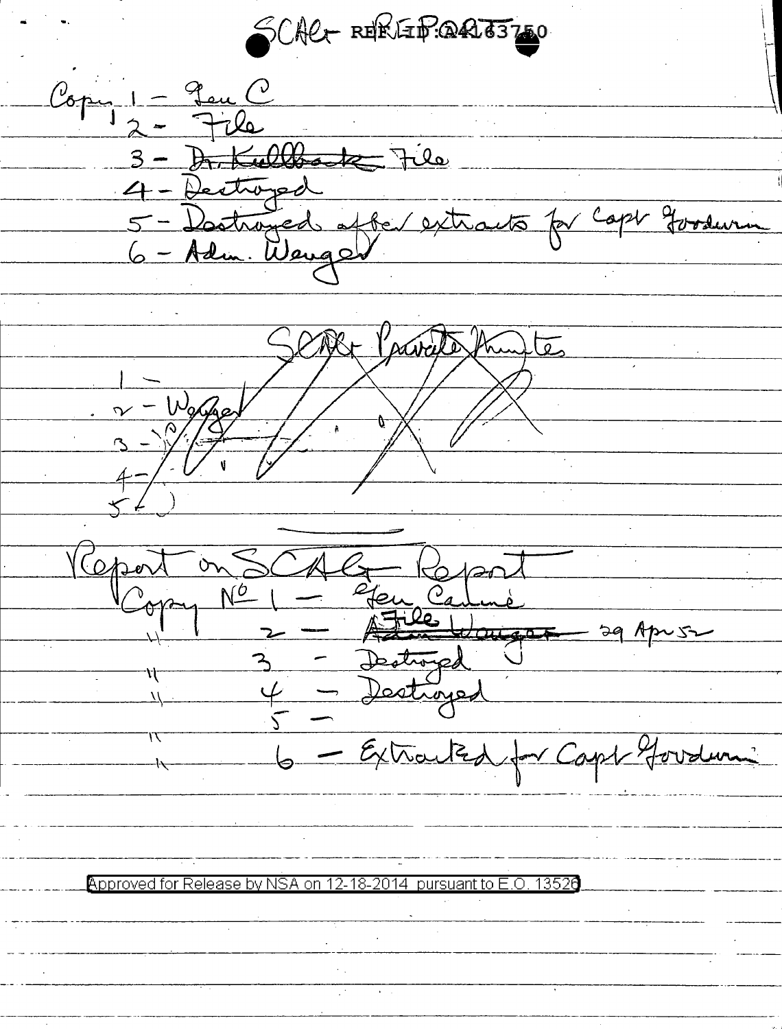SCAG REPORT REF ID:A4163750

Copy 1 – Gen C
2 – File
3 – ~~Dr. Kullback~~ File
4 – Destroyed
5 – Destroyed after extracts for Capt Goodwin
6 – Adm. Wenger

~~SCAG Private Minutes~~

~~1 –~~
~~2 – Wenger~~
~~3 –~~
~~4 –~~
~~5 –~~

Report on SCAG Report

Copy No 1 – Gen Canine
" 2 – ~~Adm Wenger~~ File 29 Apr 52
" 3 – Destroyed
" 4 – Destroyed
" 5 –
" 6 – Extracted for Capt Goodwin

Approved for Release by NSA on 12-18-2014 pursuant to E.O. 13526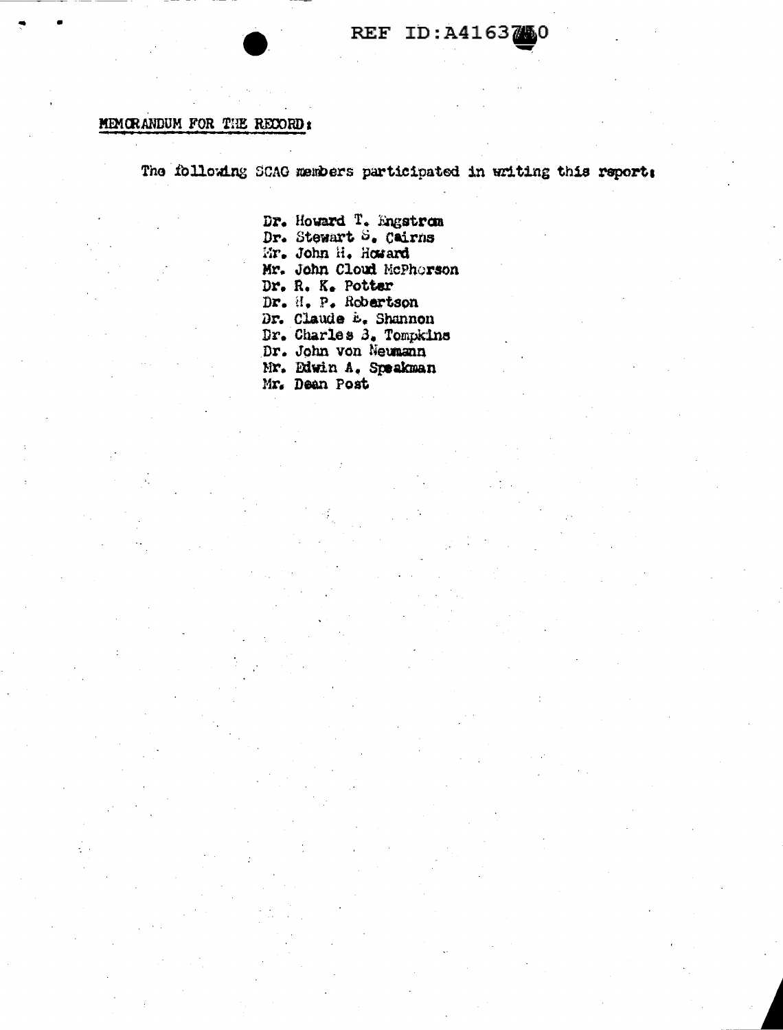**MEMORANDUM FOR THE RECORD:**

The following SCAG members participated in writing this report:

Dr. Howard T. Engstrom
Dr. Stewart S. Cairns
Mr. John H. Howard
Mr. John Cloud McPherson
Dr. R. K. Potter
Dr. H. P. Robertson
Dr. Claude E. Shannon
Dr. Charles B. Tompkins
Dr. John von Neumann
Mr. Edwin A. Speakman
Mr. Dean Post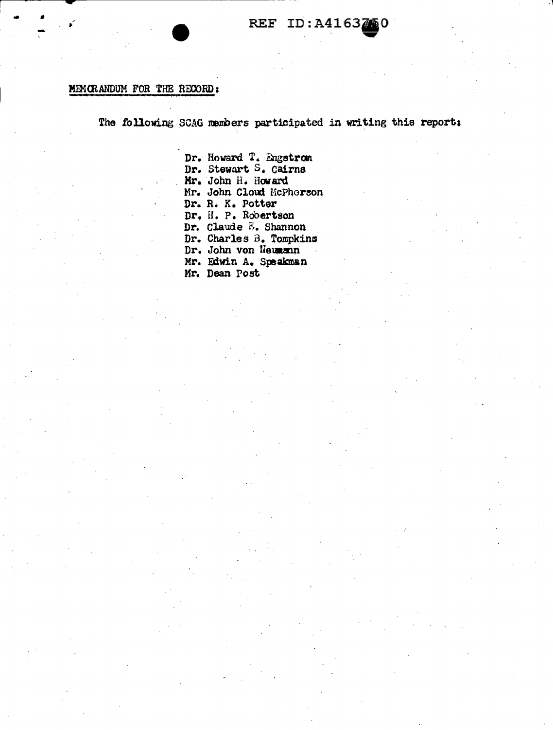REF ID:A4163750

MEMORANDUM FOR THE RECORD:

The following SCAG members participated in writing this report:

Dr. Howard T. Engstrom  
Dr. Stewart S. Cairns  
Mr. John H. Howard  
Mr. John Cloud McPherson  
Dr. R. K. Potter  
Dr. H. P. Robertson  
Dr. Claude E. Shannon  
Dr. Charles B. Tompkins  
Dr. John von Neumann  
Mr. Edwin A. Speakman  
Mr. Dean Post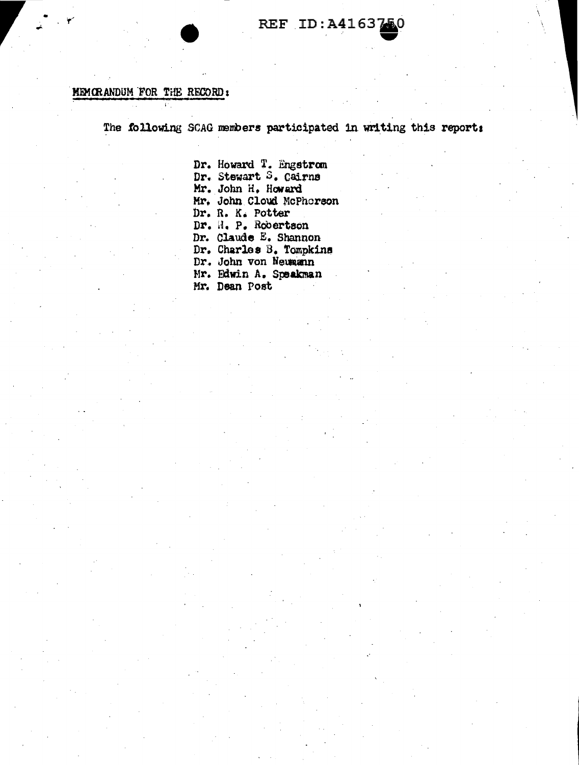REF ID:A4163750

**MEMORANDUM FOR THE RECORD:**

The following SCAG members participated in writing this report:

Dr. Howard T. Engstrom
Dr. Stewart S. Cairns
Mr. John H. Howard
Mr. John Cloud McPherson
Dr. R. K. Potter
Dr. H. P. Robertson
Dr. Claude E. Shannon
Dr. Charles B. Tompkins
Dr. John von Neumann
Mr. Edwin A. Speakman
Mr. Dean Post